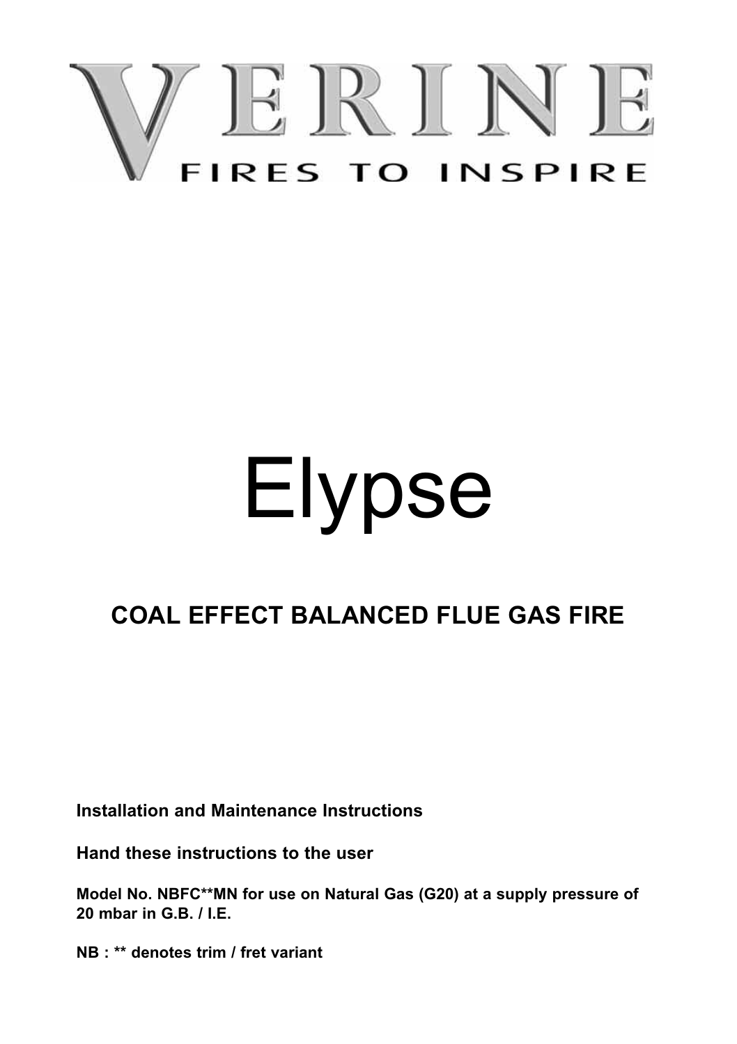# VERINE

FIRES TO INSPIRE

# Elypse

## COAL EFFECT BALANCED FLUE GAS FIRE

**Installation and Maintenance Instructions**

**Hand these instructions to the user**

**Model No. NBFC**MN for use on Natural Gas (G20) at a supply pressure of 20 mbar in G.B. / I.E.**

**NB : ** denotes trim / fret variant**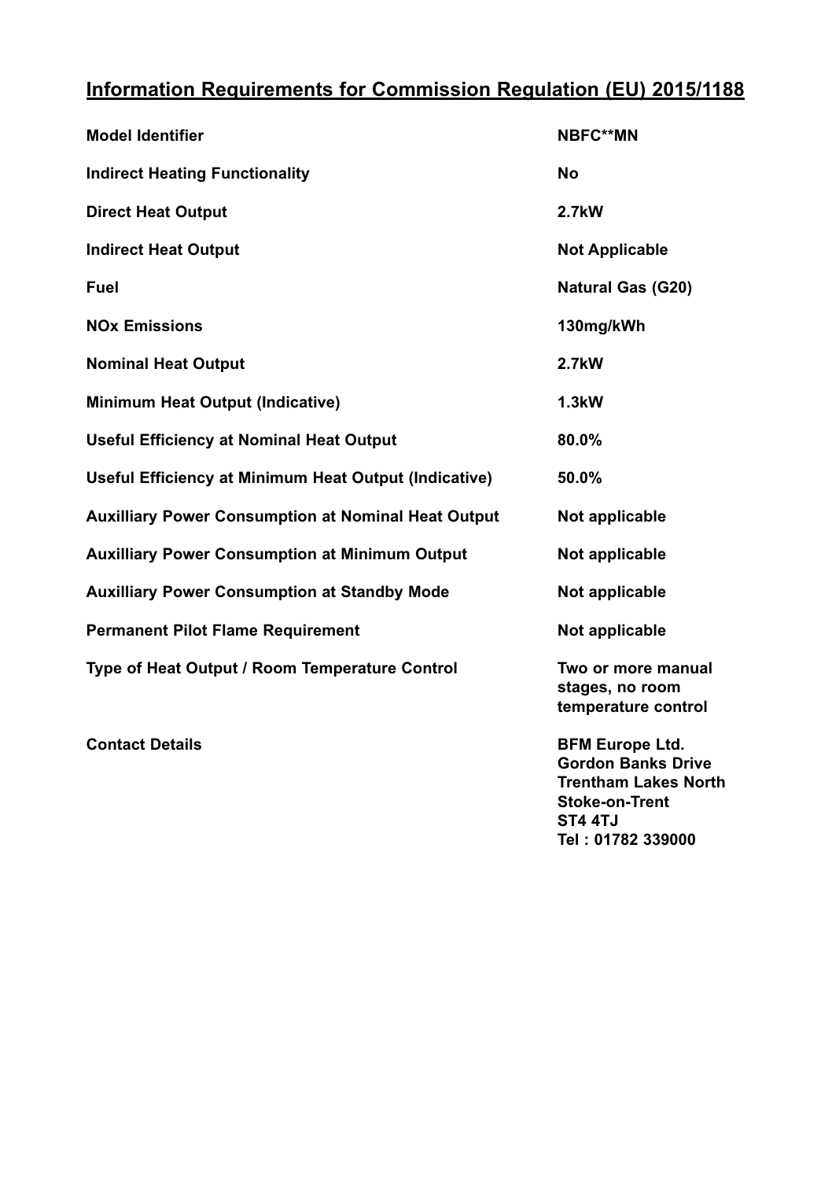## Information Requirements for Commission Regulation (EU) 2015/1188

| | |
|---|---|
| **Model Identifier** | **NBFC**MN** |
| **Indirect Heating Functionality** | **No** |
| **Direct Heat Output** | **2.7kW** |
| **Indirect Heat Output** | **Not Applicable** |
| **Fuel** | **Natural Gas (G20)** |
| **NOx Emissions** | **130mg/kWh** |
| **Nominal Heat Output** | **2.7kW** |
| **Minimum Heat Output (Indicative)** | **1.3kW** |
| **Useful Efficiency at Nominal Heat Output** | **80.0%** |
| **Useful Efficiency at Minimum Heat Output (Indicative)** | **50.0%** |
| **Auxilliary Power Consumption at Nominal Heat Output** | **Not applicable** |
| **Auxilliary Power Consumption at Minimum Output** | **Not applicable** |
| **Auxilliary Power Consumption at Standby Mode** | **Not applicable** |
| **Permanent Pilot Flame Requirement** | **Not applicable** |
| **Type of Heat Output / Room Temperature Control** | **Two or more manual stages, no room temperature control** |
| **Contact Details** | **BFM Europe Ltd.<br>Gordon Banks Drive<br>Trentham Lakes North<br>Stoke-on-Trent<br>ST4 4TJ<br>Tel : 01782 339000** |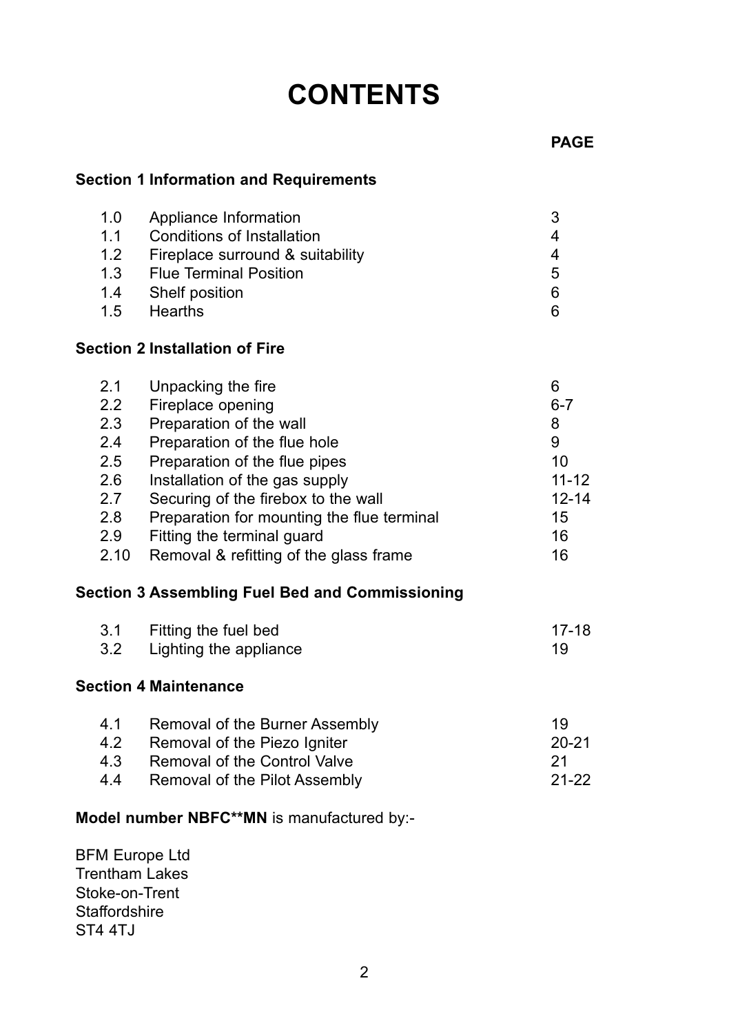# CONTENTS

| | | PAGE |
|---|---|---|
| **Section 1 Information and Requirements** | | |
| 1.0 | Appliance Information | 3 |
| 1.1 | Conditions of Installation | 4 |
| 1.2 | Fireplace surround & suitability | 4 |
| 1.3 | Flue Terminal Position | 5 |
| 1.4 | Shelf position | 6 |
| 1.5 | Hearths | 6 |
| **Section 2 Installation of Fire** | | |
| 2.1 | Unpacking the fire | 6 |
| 2.2 | Fireplace opening | 6-7 |
| 2.3 | Preparation of the wall | 8 |
| 2.4 | Preparation of the flue hole | 9 |
| 2.5 | Preparation of the flue pipes | 10 |
| 2.6 | Installation of the gas supply | 11-12 |
| 2.7 | Securing of the firebox to the wall | 12-14 |
| 2.8 | Preparation for mounting the flue terminal | 15 |
| 2.9 | Fitting the terminal guard | 16 |
| 2.10 | Removal & refitting of the glass frame | 16 |
| **Section 3 Assembling Fuel Bed and Commissioning** | | |
| 3.1 | Fitting the fuel bed | 17-18 |
| 3.2 | Lighting the appliance | 19 |
| **Section 4 Maintenance** | | |
| 4.1 | Removal of the Burner Assembly | 19 |
| 4.2 | Removal of the Piezo Igniter | 20-21 |
| 4.3 | Removal of the Control Valve | 21 |
| 4.4 | Removal of the Pilot Assembly | 21-22 |

**Model number NBFC**MN** is manufactured by:-

BFM Europe Ltd
Trentham Lakes
Stoke-on-Trent
Staffordshire
ST4 4TJ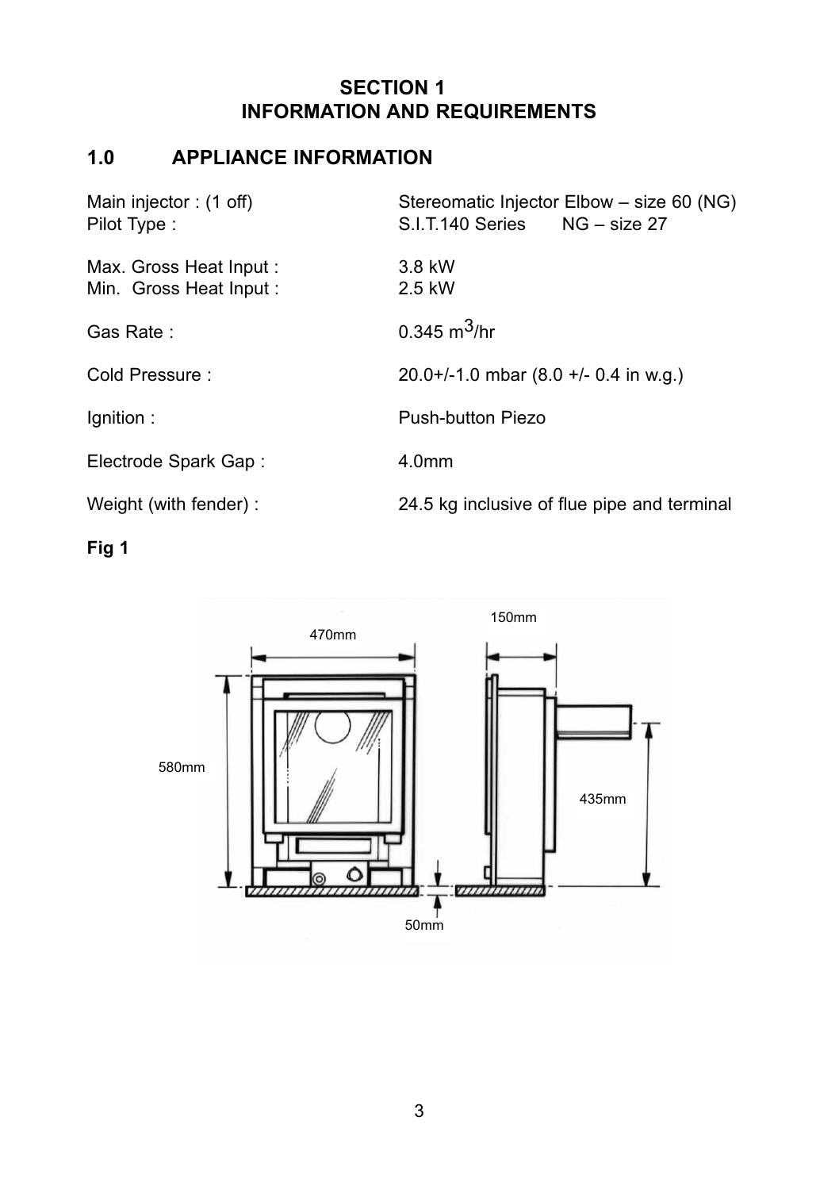# SECTION 1
# INFORMATION AND REQUIREMENTS

## 1.0 APPLIANCE INFORMATION

| | |
|---|---|
| Main injector : (1 off) | Stereomatic Injector Elbow – size 60 (NG) |
| Pilot Type : | S.I.T.140 Series NG – size 27 |
| Max. Gross Heat Input : | 3.8 kW |
| Min. Gross Heat Input : | 2.5 kW |
| Gas Rate : | 0.345 $m^3$/hr |
| Cold Pressure : | 20.0+/-1.0 mbar (8.0 +/- 0.4 in w.g.) |
| Ignition : | Push-button Piezo |
| Electrode Spark Gap : | 4.0mm |
| Weight (with fender) : | 24.5 kg inclusive of flue pipe and terminal |

**Fig 1**

470mm

150mm

580mm

435mm

50mm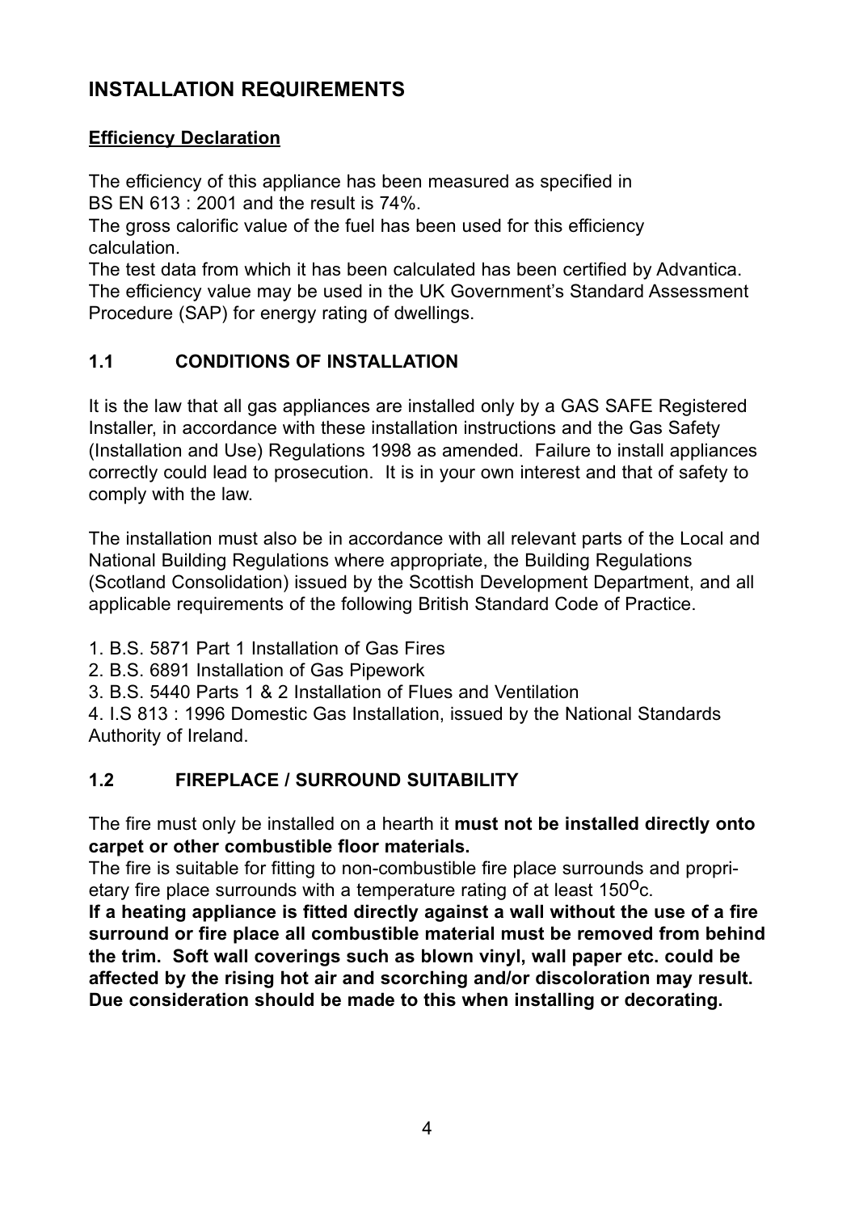## INSTALLATION REQUIREMENTS

### Efficiency Declaration

The efficiency of this appliance has been measured as specified in BS EN 613 : 2001 and the result is 74%.
The gross calorific value of the fuel has been used for this efficiency calculation.
The test data from which it has been calculated has been certified by Advantica.
The efficiency value may be used in the UK Government's Standard Assessment Procedure (SAP) for energy rating of dwellings.

### 1.1 CONDITIONS OF INSTALLATION

It is the law that all gas appliances are installed only by a GAS SAFE Registered Installer, in accordance with these installation instructions and the Gas Safety (Installation and Use) Regulations 1998 as amended. Failure to install appliances correctly could lead to prosecution. It is in your own interest and that of safety to comply with the law.

The installation must also be in accordance with all relevant parts of the Local and National Building Regulations where appropriate, the Building Regulations (Scotland Consolidation) issued by the Scottish Development Department, and all applicable requirements of the following British Standard Code of Practice.

1. B.S. 5871 Part 1 Installation of Gas Fires
2. B.S. 6891 Installation of Gas Pipework
3. B.S. 5440 Parts 1 & 2 Installation of Flues and Ventilation
4. I.S 813 : 1996 Domestic Gas Installation, issued by the National Standards Authority of Ireland.

### 1.2 FIREPLACE / SURROUND SUITABILITY

The fire must only be installed on a hearth it **must not be installed directly onto carpet or other combustible floor materials.**
The fire is suitable for fitting to non-combustible fire place surrounds and proprietary fire place surrounds with a temperature rating of at least 150$^{o}$c.
**If a heating appliance is fitted directly against a wall without the use of a fire surround or fire place all combustible material must be removed from behind the trim. Soft wall coverings such as blown vinyl, wall paper etc. could be affected by the rising hot air and scorching and/or discoloration may result. Due consideration should be made to this when installing or decorating.**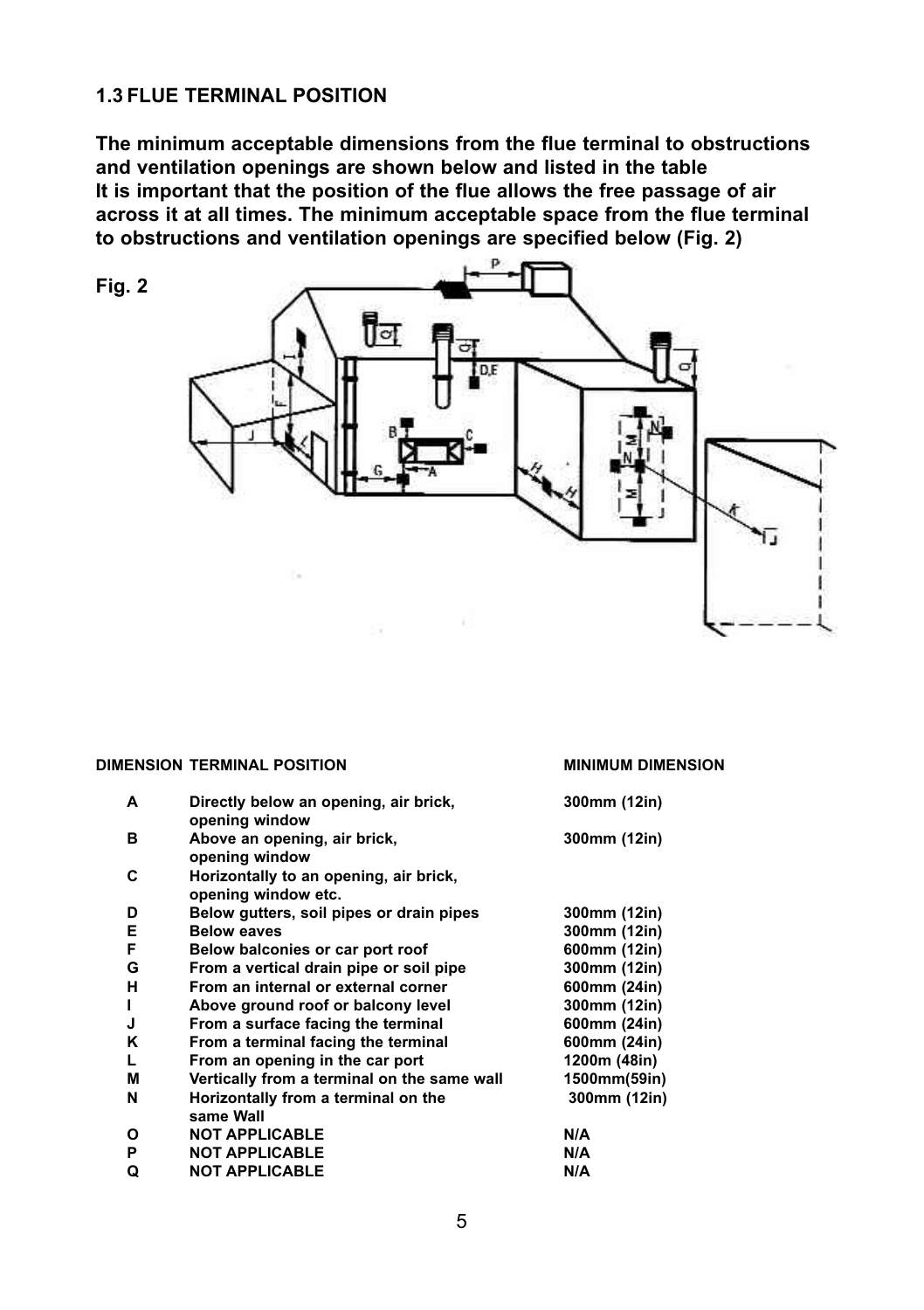## 1.3 FLUE TERMINAL POSITION

**The minimum acceptable dimensions from the flue terminal to obstructions and ventilation openings are shown below and listed in the table**
**It is important that the position of the flue allows the free passage of air across it at all times. The minimum acceptable space from the flue terminal to obstructions and ventilation openings are specified below (Fig. 2)**

**Fig. 2**

| DIMENSION | TERMINAL POSITION | MINIMUM DIMENSION |
|---|---|---|
| A | Directly below an opening, air brick, opening window | 300mm (12in) |
| B | Above an opening, air brick, opening window | 300mm (12in) |
| C | Horizontally to an opening, air brick, opening window etc. | |
| D | Below gutters, soil pipes or drain pipes | 300mm (12in) |
| E | Below eaves | 300mm (12in) |
| F | Below balconies or car port roof | 600mm (12in) |
| G | From a vertical drain pipe or soil pipe | 300mm (12in) |
| H | From an internal or external corner | 600mm (24in) |
| I | Above ground roof or balcony level | 300mm (12in) |
| J | From a surface facing the terminal | 600mm (24in) |
| K | From a terminal facing the terminal | 600mm (24in) |
| L | From an opening in the car port | 1200m (48in) |
| M | Vertically from a terminal on the same wall | 1500mm(59in) |
| N | Horizontally from a terminal on the same Wall | 300mm (12in) |
| O | NOT APPLICABLE | N/A |
| P | NOT APPLICABLE | N/A |
| Q | NOT APPLICABLE | N/A |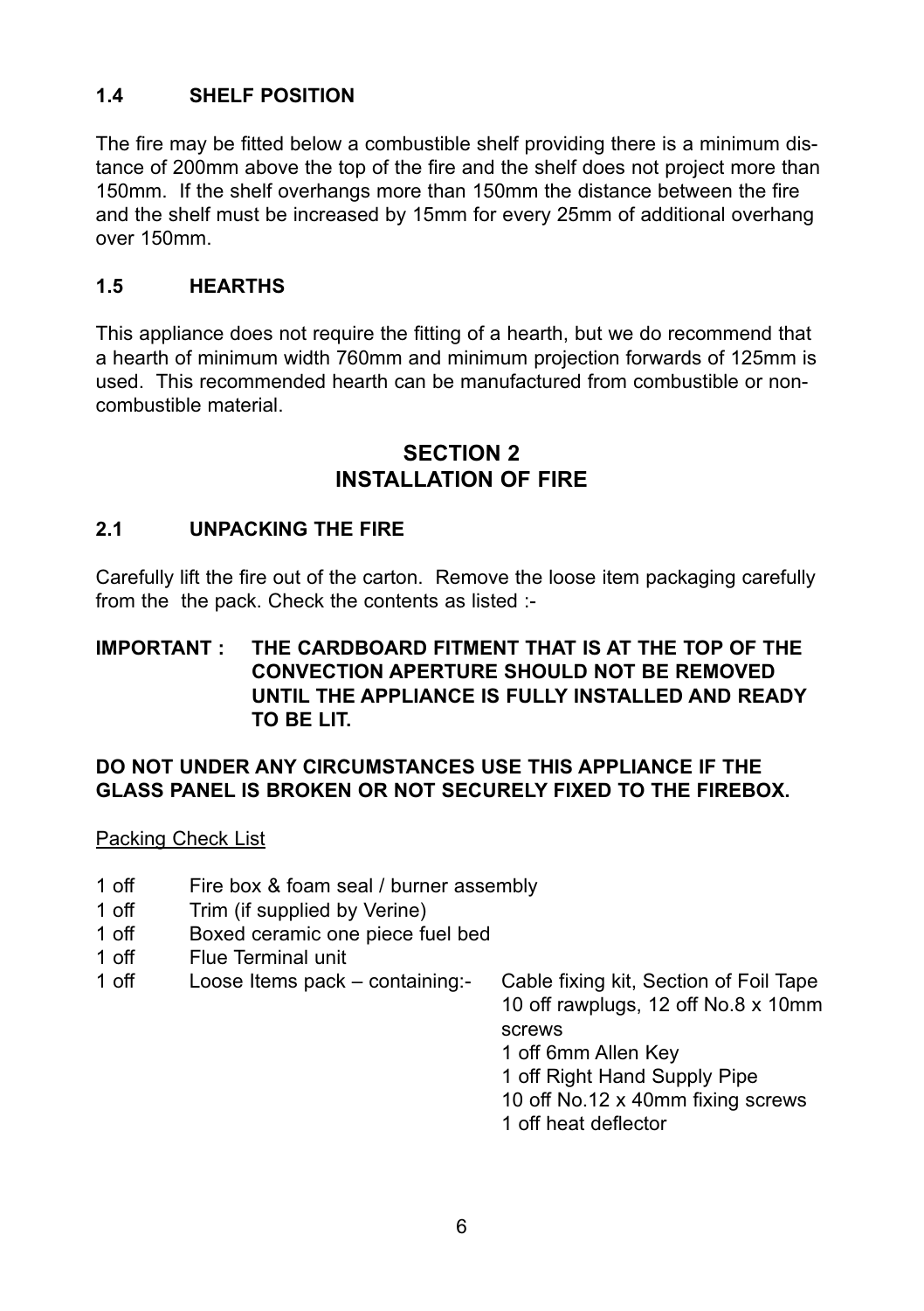### 1.4 SHELF POSITION

The fire may be fitted below a combustible shelf providing there is a minimum distance of 200mm above the top of the fire and the shelf does not project more than 150mm. If the shelf overhangs more than 150mm the distance between the fire and the shelf must be increased by 15mm for every 25mm of additional overhang over 150mm.

### 1.5 HEARTHS

This appliance does not require the fitting of a hearth, but we do recommend that a hearth of minimum width 760mm and minimum projection forwards of 125mm is used. This recommended hearth can be manufactured from combustible or non-combustible material.

## SECTION 2
## INSTALLATION OF FIRE

### 2.1 UNPACKING THE FIRE

Carefully lift the fire out of the carton. Remove the loose item packaging carefully from the the pack. Check the contents as listed :-

**IMPORTANT : THE CARDBOARD FITMENT THAT IS AT THE TOP OF THE CONVECTION APERTURE SHOULD NOT BE REMOVED UNTIL THE APPLIANCE IS FULLY INSTALLED AND READY TO BE LIT.**

**DO NOT UNDER ANY CIRCUMSTANCES USE THIS APPLIANCE IF THE GLASS PANEL IS BROKEN OR NOT SECURELY FIXED TO THE FIREBOX.**

Packing Check List

- 1 off Fire box & foam seal / burner assembly
- 1 off Trim (if supplied by Verine)
- 1 off Boxed ceramic one piece fuel bed
- 1 off Flue Terminal unit
- 1 off Loose Items pack – containing:- Cable fixing kit, Section of Foil Tape
  - 10 off rawplugs, 12 off No.8 x 10mm screws
  - 1 off 6mm Allen Key
  - 1 off Right Hand Supply Pipe
  - 10 off No.12 x 40mm fixing screws
  - 1 off heat deflector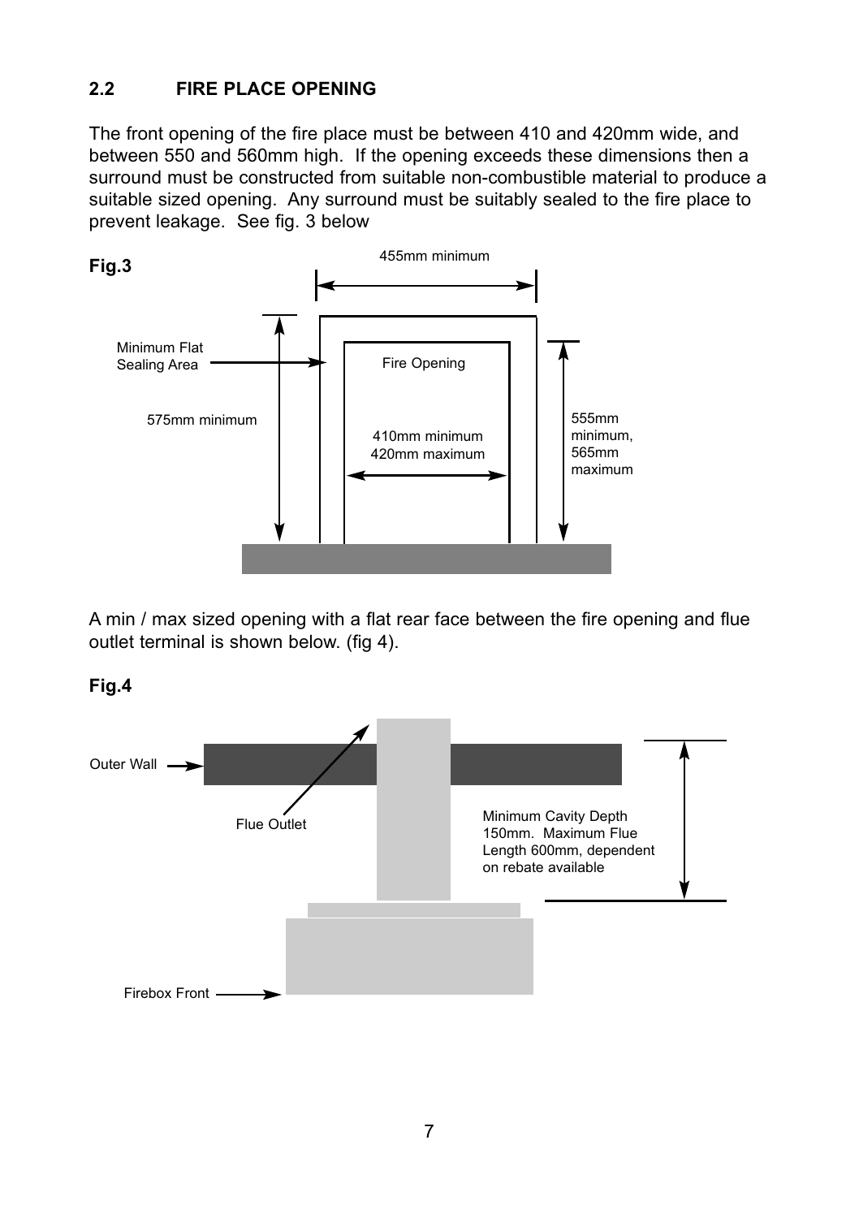## 2.2 FIRE PLACE OPENING

The front opening of the fire place must be between 410 and 420mm wide, and between 550 and 560mm high. If the opening exceeds these dimensions then a surround must be constructed from suitable non-combustible material to produce a suitable sized opening. Any surround must be suitably sealed to the fire place to prevent leakage. See fig. 3 below

**Fig.3**

455mm minimum

Minimum Flat Sealing Area

Fire Opening

575mm minimum

410mm minimum
420mm maximum

555mm minimum, 565mm maximum

A min / max sized opening with a flat rear face between the fire opening and flue outlet terminal is shown below. (fig 4).

**Fig.4**

Outer Wall

Flue Outlet

Minimum Cavity Depth 150mm. Maximum Flue Length 600mm, dependent on rebate available

Firebox Front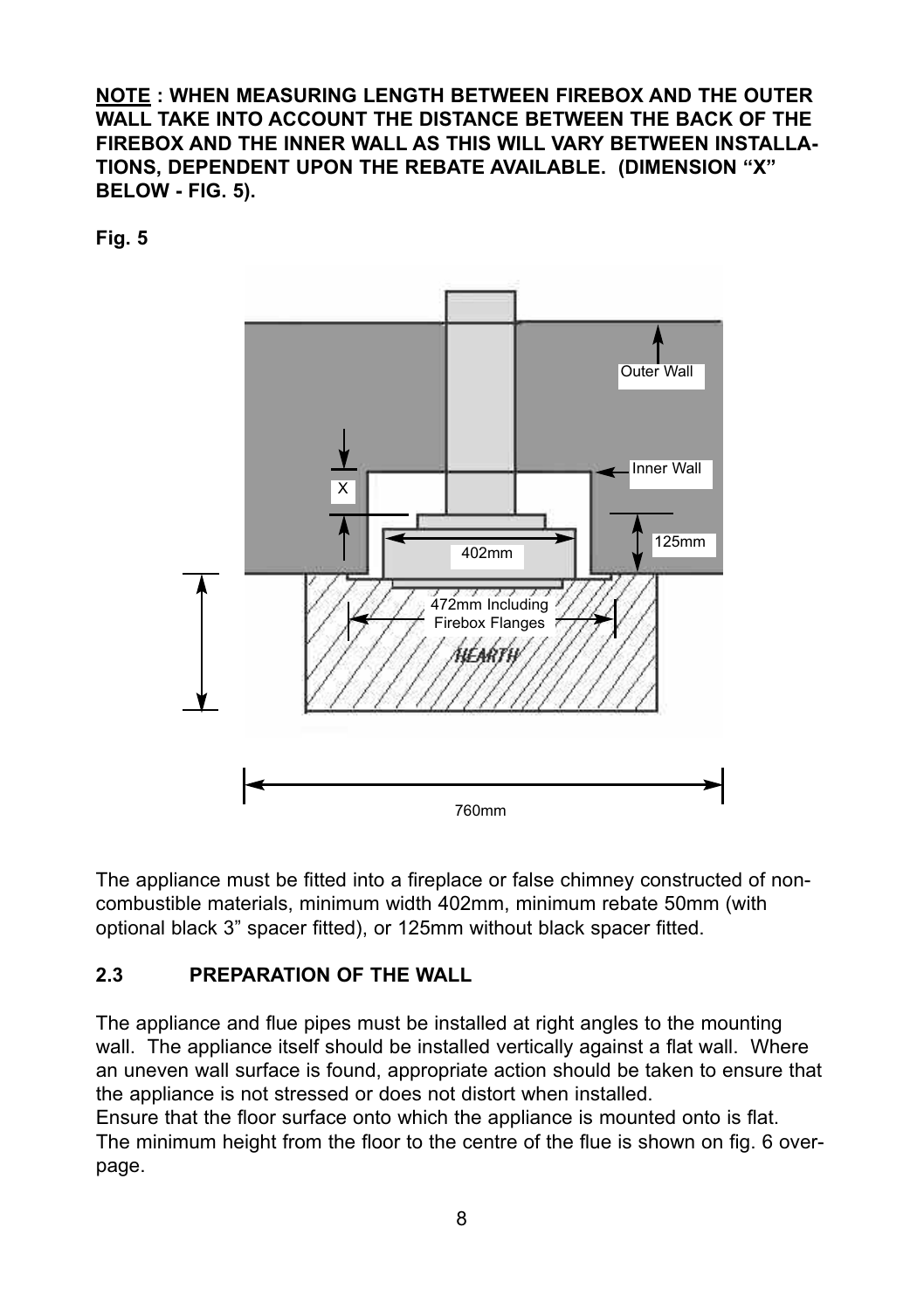**<u>NOTE</u> : WHEN MEASURING LENGTH BETWEEN FIREBOX AND THE OUTER WALL TAKE INTO ACCOUNT THE DISTANCE BETWEEN THE BACK OF THE FIREBOX AND THE INNER WALL AS THIS WILL VARY BETWEEN INSTALLATIONS, DEPENDENT UPON THE REBATE AVAILABLE. (DIMENSION "X" BELOW - FIG. 5).**

**Fig. 5**

Outer Wall

Inner Wall

X

125mm

402mm

472mm Including Firebox Flanges

HEARTH

760mm

The appliance must be fitted into a fireplace or false chimney constructed of non-combustible materials, minimum width 402mm, minimum rebate 50mm (with optional black 3" spacer fitted), or 125mm without black spacer fitted.

## 2.3 PREPARATION OF THE WALL

The appliance and flue pipes must be installed at right angles to the mounting wall. The appliance itself should be installed vertically against a flat wall. Where an uneven wall surface is found, appropriate action should be taken to ensure that the appliance is not stressed or does not distort when installed.
Ensure that the floor surface onto which the appliance is mounted onto is flat.
The minimum height from the floor to the centre of the flue is shown on fig. 6 overpage.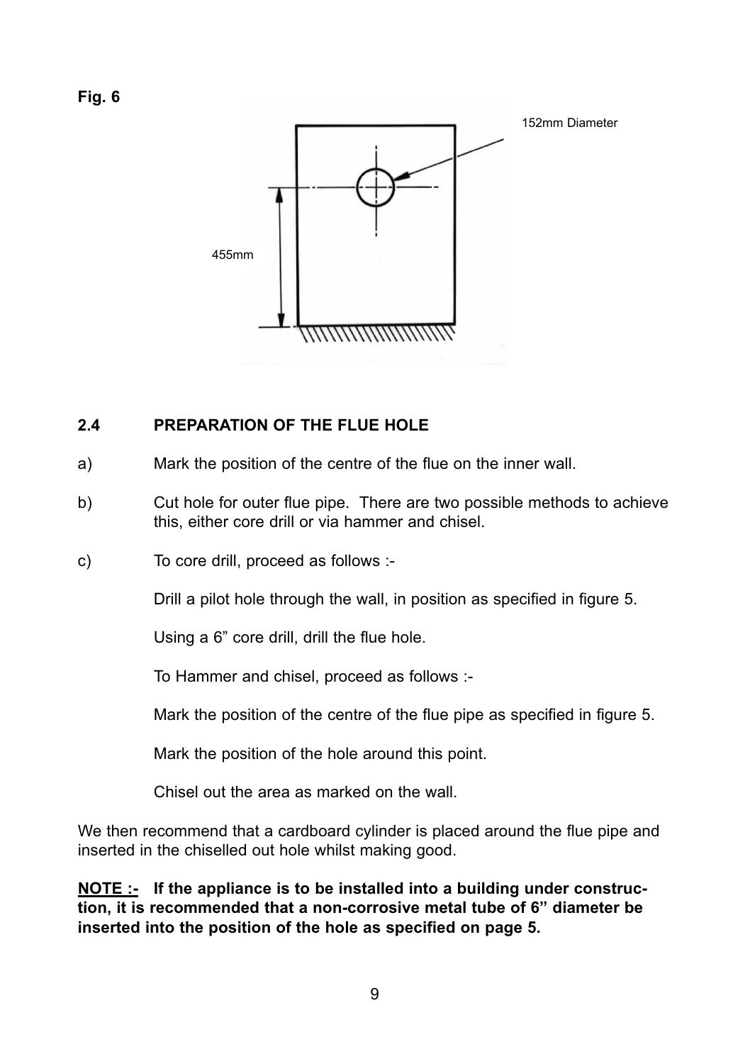**Fig. 6**

152mm Diameter

455mm

## 2.4 PREPARATION OF THE FLUE HOLE

a) Mark the position of the centre of the flue on the inner wall.

b) Cut hole for outer flue pipe. There are two possible methods to achieve this, either core drill or via hammer and chisel.

c) To core drill, proceed as follows :-

Drill a pilot hole through the wall, in position as specified in figure 5.

Using a 6” core drill, drill the flue hole.

To Hammer and chisel, proceed as follows :-

Mark the position of the centre of the flue pipe as specified in figure 5.

Mark the position of the hole around this point.

Chisel out the area as marked on the wall.

We then recommend that a cardboard cylinder is placed around the flue pipe and inserted in the chiselled out hole whilst making good.

**NOTE :- If the appliance is to be installed into a building under construction, it is recommended that a non-corrosive metal tube of 6” diameter be inserted into the position of the hole as specified on page 5.**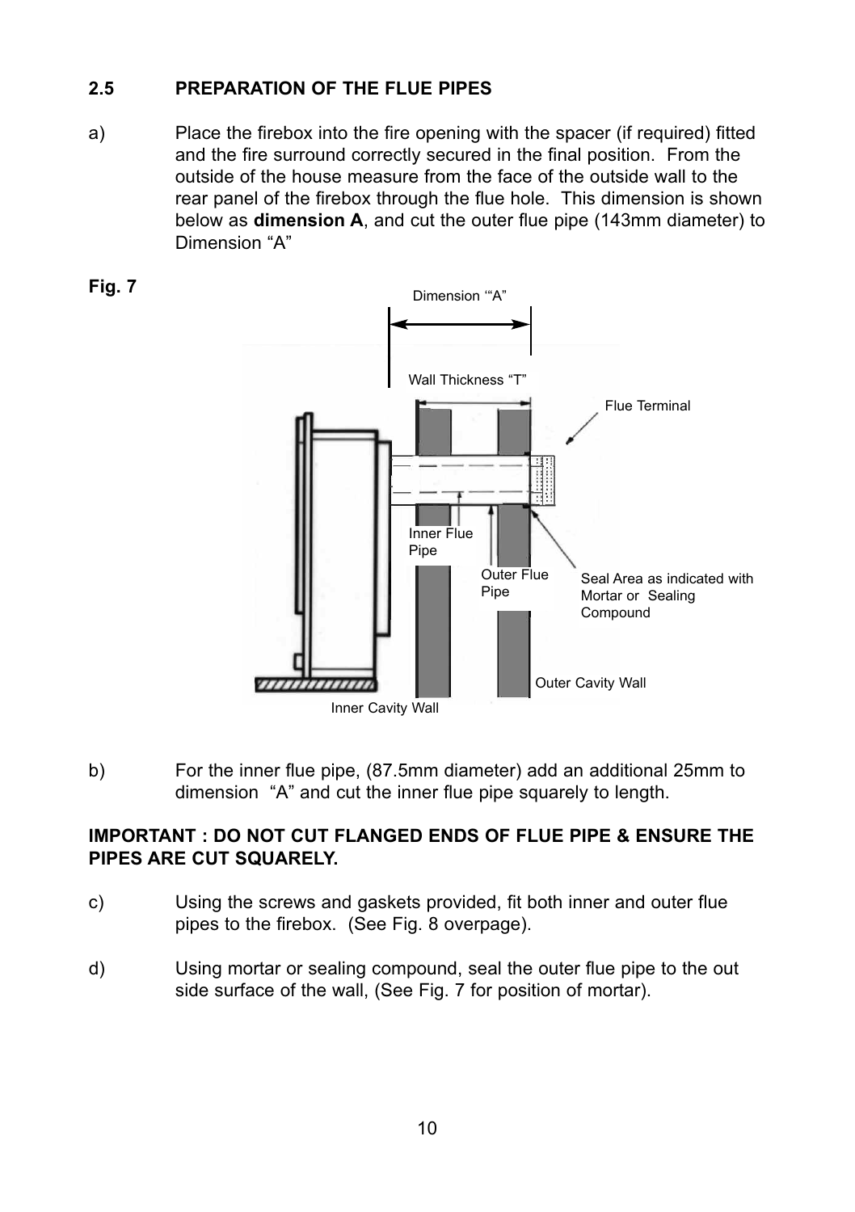## 2.5 PREPARATION OF THE FLUE PIPES

a) Place the firebox into the fire opening with the spacer (if required) fitted and the fire surround correctly secured in the final position. From the outside of the house measure from the face of the outside wall to the rear panel of the firebox through the flue hole. This dimension is shown below as **dimension A**, and cut the outer flue pipe (143mm diameter) to Dimension "A"

**Fig. 7**

b) For the inner flue pipe, (87.5mm diameter) add an additional 25mm to dimension "A" and cut the inner flue pipe squarely to length.

**IMPORTANT : DO NOT CUT FLANGED ENDS OF FLUE PIPE & ENSURE THE PIPES ARE CUT SQUARELY.**

c) Using the screws and gaskets provided, fit both inner and outer flue pipes to the firebox. (See Fig. 8 overpage).

d) Using mortar or sealing compound, seal the outer flue pipe to the out side surface of the wall, (See Fig. 7 for position of mortar).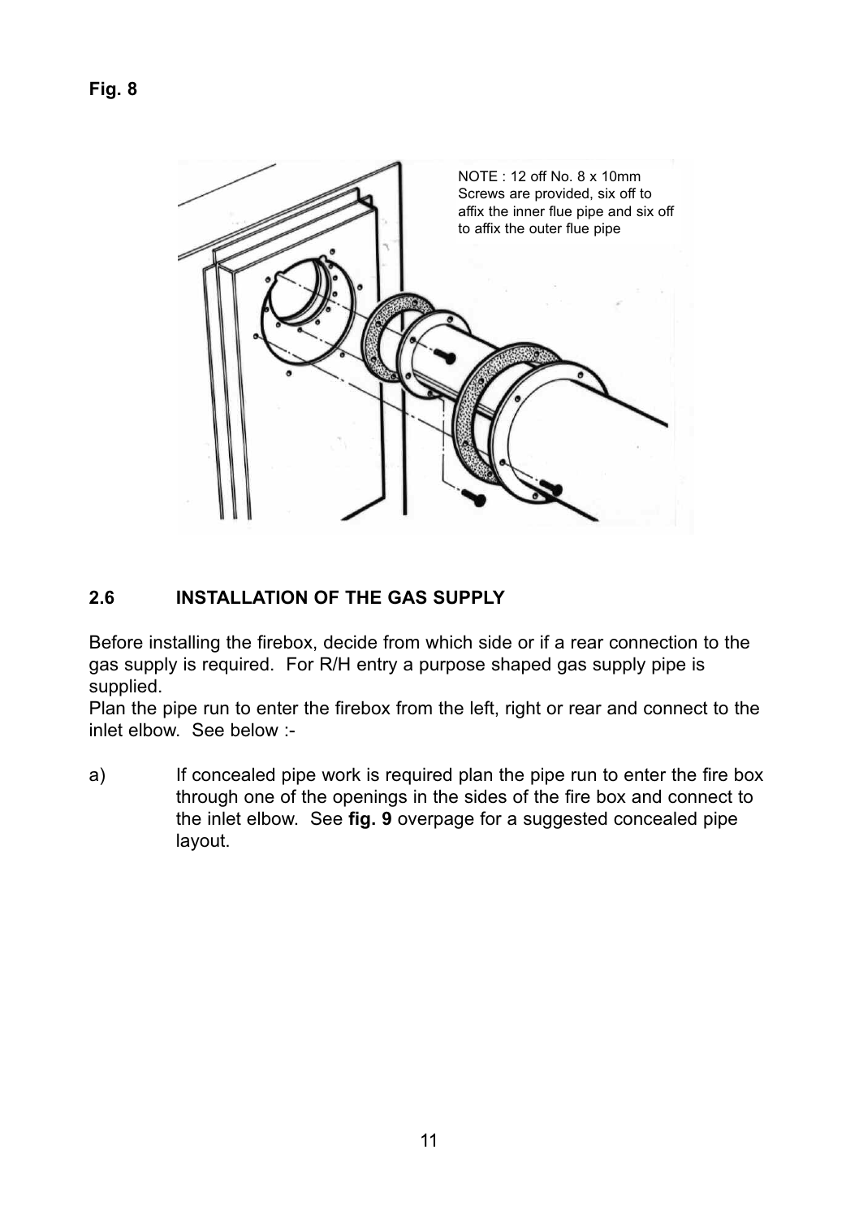**Fig. 8**

NOTE : 12 off No. 8 x 10mm Screws are provided, six off to affix the inner flue pipe and six off to affix the outer flue pipe

## 2.6 INSTALLATION OF THE GAS SUPPLY

Before installing the firebox, decide from which side or if a rear connection to the gas supply is required. For R/H entry a purpose shaped gas supply pipe is supplied.

Plan the pipe run to enter the firebox from the left, right or rear and connect to the inlet elbow. See below :-

a) If concealed pipe work is required plan the pipe run to enter the fire box through one of the openings in the sides of the fire box and connect to the inlet elbow. See **fig. 9** overpage for a suggested concealed pipe layout.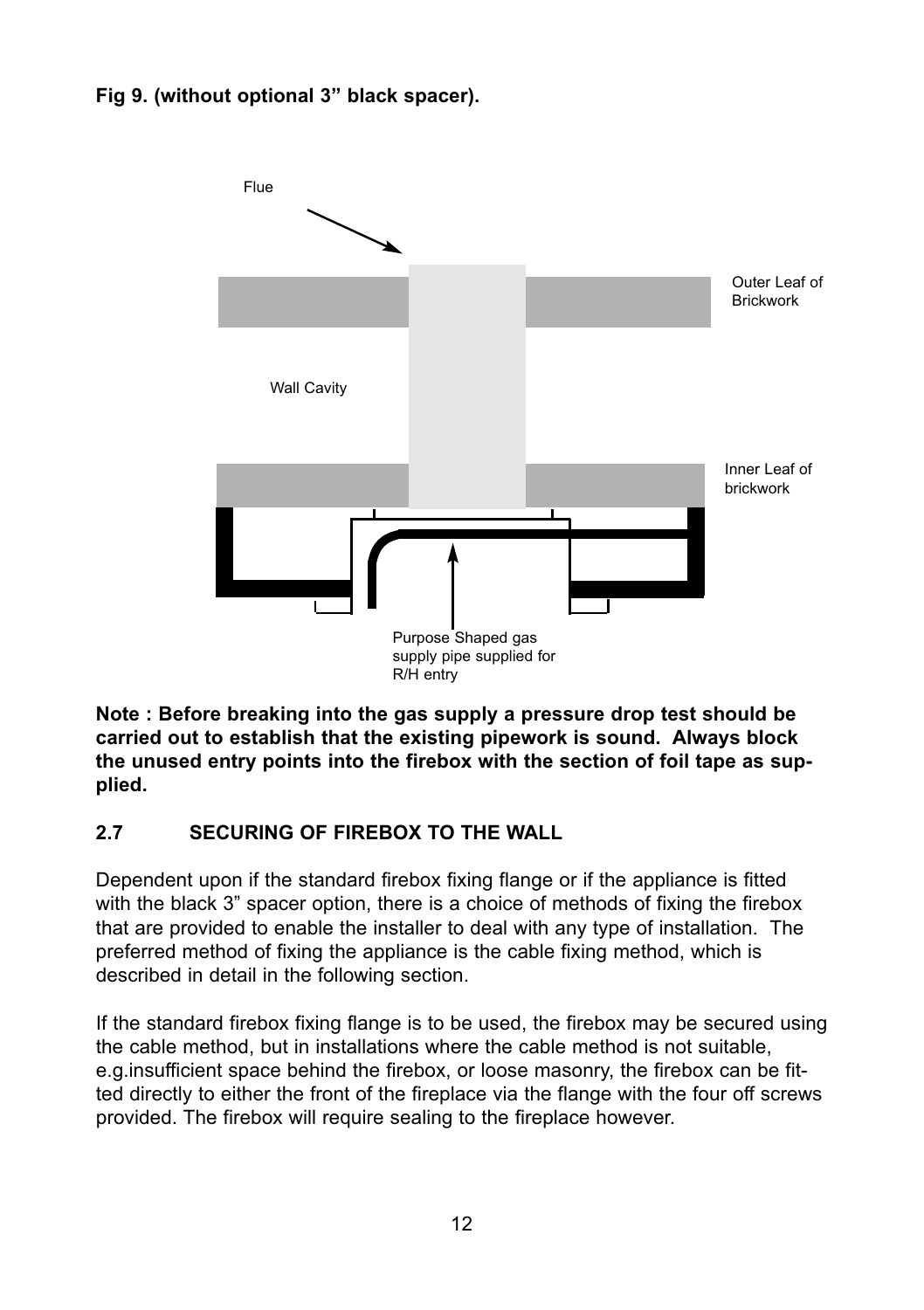**Fig 9. (without optional 3" black spacer).**

Flue

Outer Leaf of Brickwork

Wall Cavity

Inner Leaf of brickwork

Purpose Shaped gas supply pipe supplied for R/H entry

**Note : Before breaking into the gas supply a pressure drop test should be carried out to establish that the existing pipework is sound. Always block the unused entry points into the firebox with the section of foil tape as supplied.**

## 2.7 SECURING OF FIREBOX TO THE WALL

Dependent upon if the standard firebox fixing flange or if the appliance is fitted with the black 3" spacer option, there is a choice of methods of fixing the firebox that are provided to enable the installer to deal with any type of installation. The preferred method of fixing the appliance is the cable fixing method, which is described in detail in the following section.

If the standard firebox fixing flange is to be used, the firebox may be secured using the cable method, but in installations where the cable method is not suitable, e.g.insufficient space behind the firebox, or loose masonry, the firebox can be fitted directly to either the front of the fireplace via the flange with the four off screws provided. The firebox will require sealing to the fireplace however.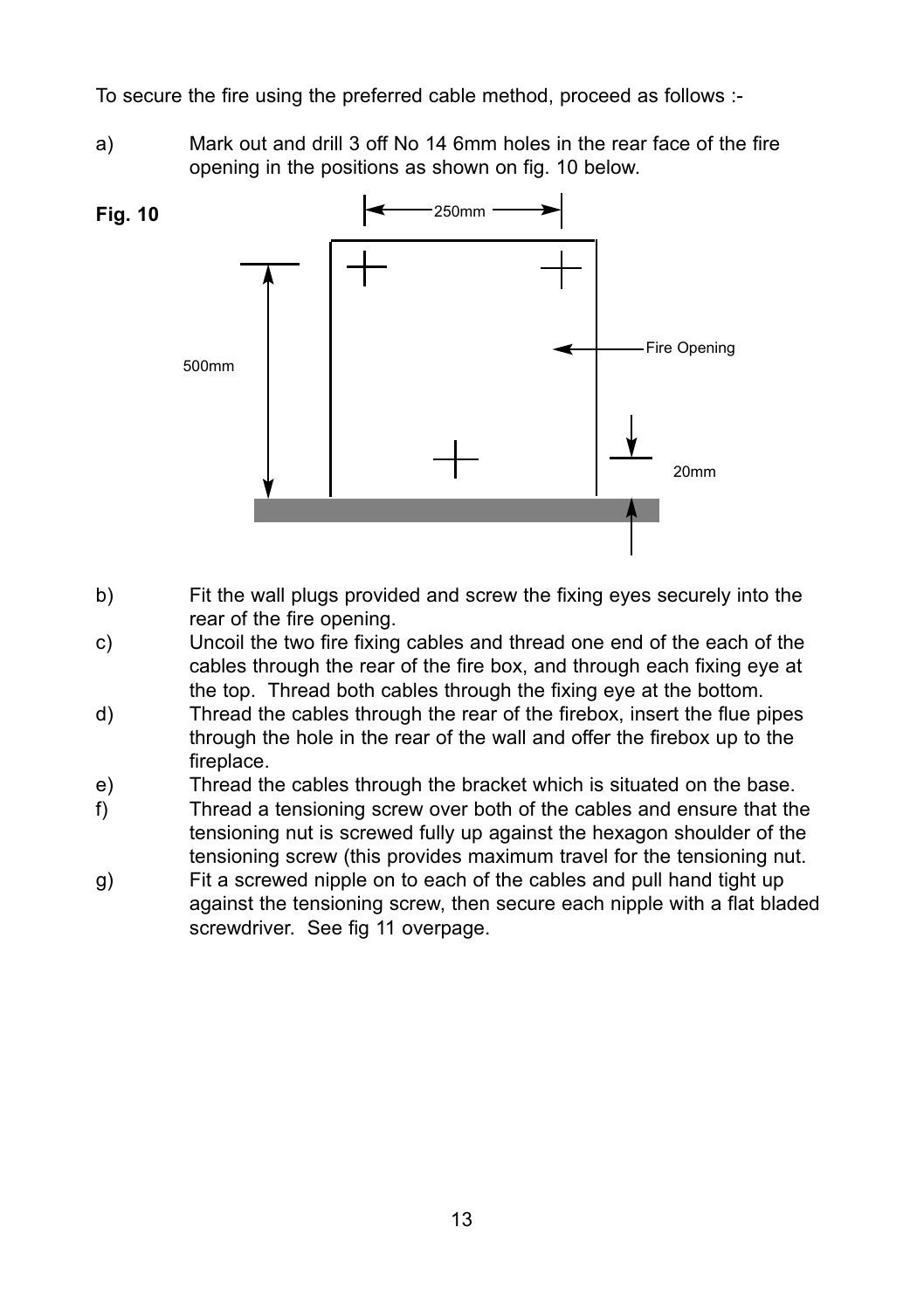To secure the fire using the preferred cable method, proceed as follows :-

a) Mark out and drill 3 off No 14 6mm holes in the rear face of the fire opening in the positions as shown on fig. 10 below.

**Fig. 10**

250mm

Fire Opening

500mm

20mm

b) Fit the wall plugs provided and screw the fixing eyes securely into the rear of the fire opening.

c) Uncoil the two fire fixing cables and thread one end of the each of the cables through the rear of the fire box, and through each fixing eye at the top. Thread both cables through the fixing eye at the bottom.

d) Thread the cables through the rear of the firebox, insert the flue pipes through the hole in the rear of the wall and offer the firebox up to the fireplace.

e) Thread the cables through the bracket which is situated on the base.

f) Thread a tensioning screw over both of the cables and ensure that the tensioning nut is screwed fully up against the hexagon shoulder of the tensioning screw (this provides maximum travel for the tensioning nut.

g) Fit a screwed nipple on to each of the cables and pull hand tight up against the tensioning screw, then secure each nipple with a flat bladed screwdriver. See fig 11 overpage.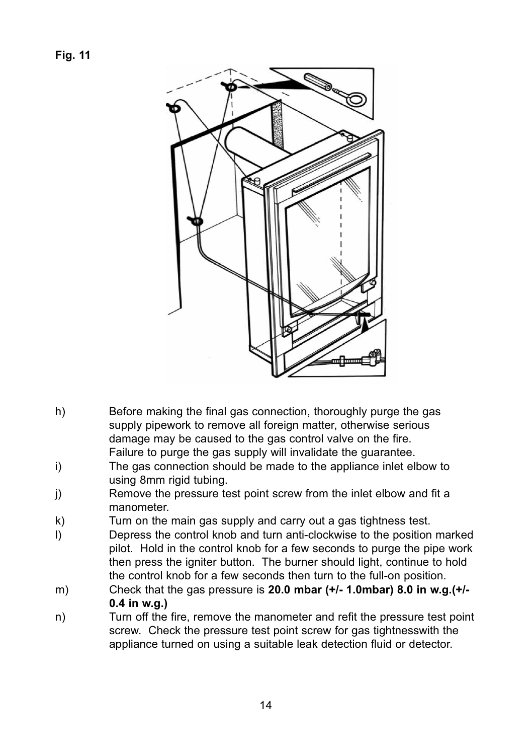**Fig. 11**

h) Before making the final gas connection, thoroughly purge the gas supply pipework to remove all foreign matter, otherwise serious damage may be caused to the gas control valve on the fire. Failure to purge the gas supply will invalidate the guarantee.

i) The gas connection should be made to the appliance inlet elbow to using 8mm rigid tubing.

j) Remove the pressure test point screw from the inlet elbow and fit a manometer.

k) Turn on the main gas supply and carry out a gas tightness test.

l) Depress the control knob and turn anti-clockwise to the position marked pilot. Hold in the control knob for a few seconds to purge the pipe work then press the igniter button. The burner should light, continue to hold the control knob for a few seconds then turn to the full-on position.

m) Check that the gas pressure is **20.0 mbar (+/- 1.0mbar) 8.0 in w.g.(+/- 0.4 in w.g.)**

n) Turn off the fire, remove the manometer and refit the pressure test point screw. Check the pressure test point screw for gas tightnesswith the appliance turned on using a suitable leak detection fluid or detector.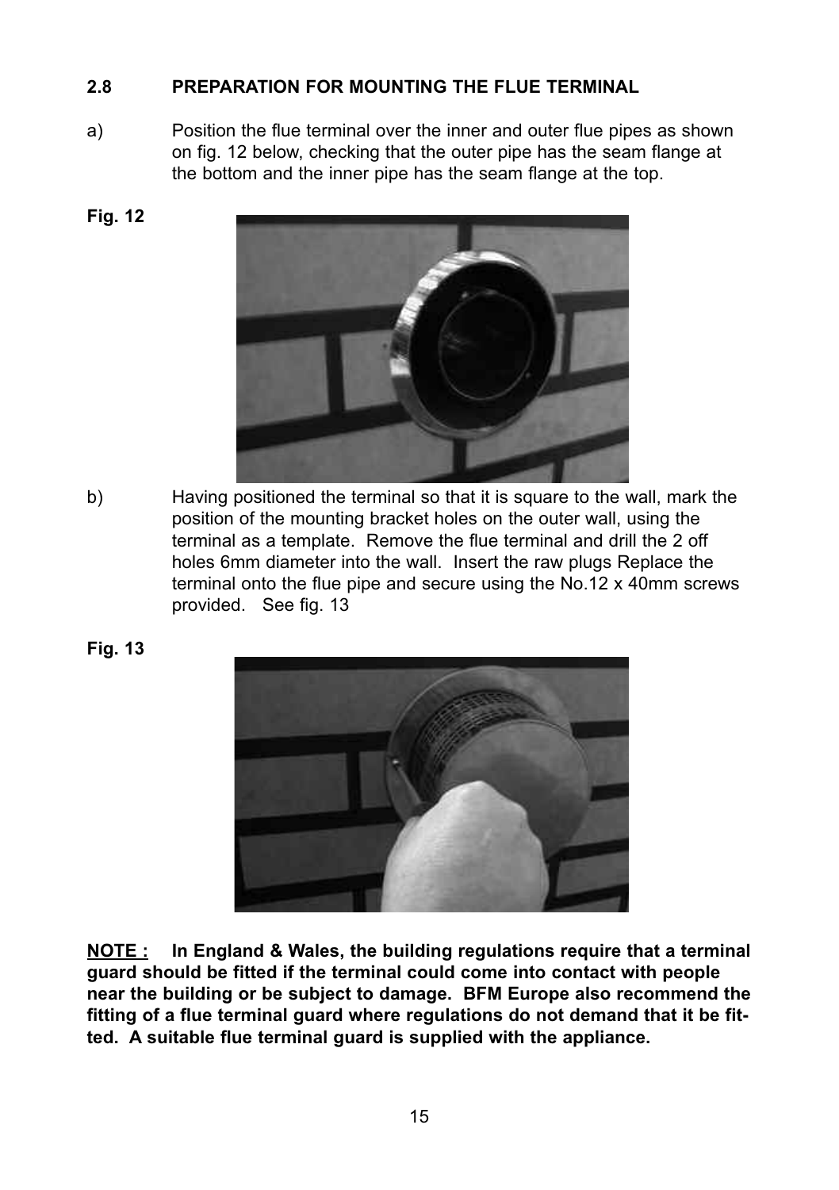## 2.8 PREPARATION FOR MOUNTING THE FLUE TERMINAL

a) Position the flue terminal over the inner and outer flue pipes as shown on fig. 12 below, checking that the outer pipe has the seam flange at the bottom and the inner pipe has the seam flange at the top.

**Fig. 12**

b) Having positioned the terminal so that it is square to the wall, mark the position of the mounting bracket holes on the outer wall, using the terminal as a template. Remove the flue terminal and drill the 2 off holes 6mm diameter into the wall. Insert the raw plugs Replace the terminal onto the flue pipe and secure using the No.12 x 40mm screws provided. See fig. 13

**Fig. 13**

**<u>NOTE :</u> In England & Wales, the building regulations require that a terminal guard should be fitted if the terminal could come into contact with people near the building or be subject to damage. BFM Europe also recommend the fitting of a flue terminal guard where regulations do not demand that it be fitted. A suitable flue terminal guard is supplied with the appliance.**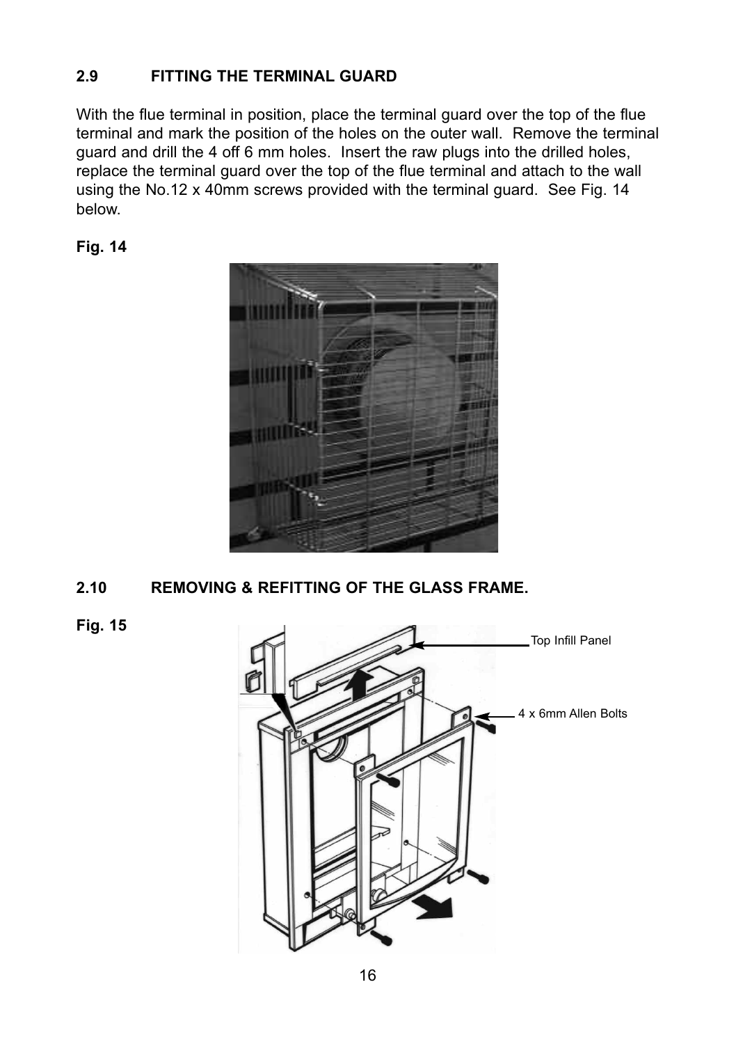## 2.9 FITTING THE TERMINAL GUARD

With the flue terminal in position, place the terminal guard over the top of the flue terminal and mark the position of the holes on the outer wall. Remove the terminal guard and drill the 4 off 6 mm holes. Insert the raw plugs into the drilled holes, replace the terminal guard over the top of the flue terminal and attach to the wall using the No.12 x 40mm screws provided with the terminal guard. See Fig. 14 below.

**Fig. 14**

## 2.10 REMOVING & REFITTING OF THE GLASS FRAME.

**Fig. 15**

Top Infill Panel

4 x 6mm Allen Bolts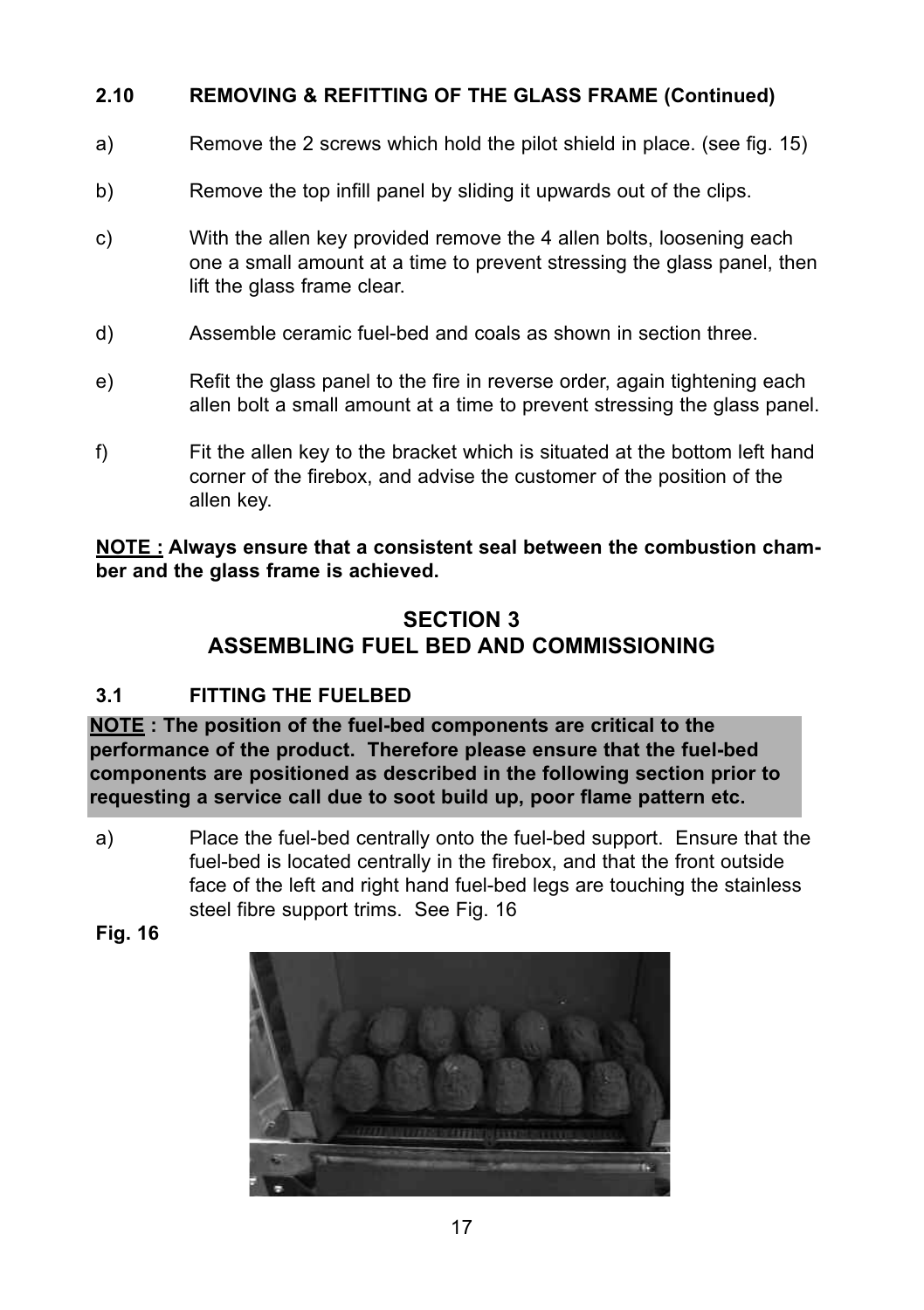### 2.10 REMOVING & REFITTING OF THE GLASS FRAME (Continued)

a) Remove the 2 screws which hold the pilot shield in place. (see fig. 15)

b) Remove the top infill panel by sliding it upwards out of the clips.

c) With the allen key provided remove the 4 allen bolts, loosening each one a small amount at a time to prevent stressing the glass panel, then lift the glass frame clear.

d) Assemble ceramic fuel-bed and coals as shown in section three.

e) Refit the glass panel to the fire in reverse order, again tightening each allen bolt a small amount at a time to prevent stressing the glass panel.

f) Fit the allen key to the bracket which is situated at the bottom left hand corner of the firebox, and advise the customer of the position of the allen key.

**NOTE : Always ensure that a consistent seal between the combustion chamber and the glass frame is achieved.**

## SECTION 3
## ASSEMBLING FUEL BED AND COMMISSIONING

### 3.1 FITTING THE FUELBED

**NOTE : The position of the fuel-bed components are critical to the performance of the product. Therefore please ensure that the fuel-bed components are positioned as described in the following section prior to requesting a service call due to soot build up, poor flame pattern etc.**

a) Place the fuel-bed centrally onto the fuel-bed support. Ensure that the fuel-bed is located centrally in the firebox, and that the front outside face of the left and right hand fuel-bed legs are touching the stainless steel fibre support trims. See Fig. 16

**Fig. 16**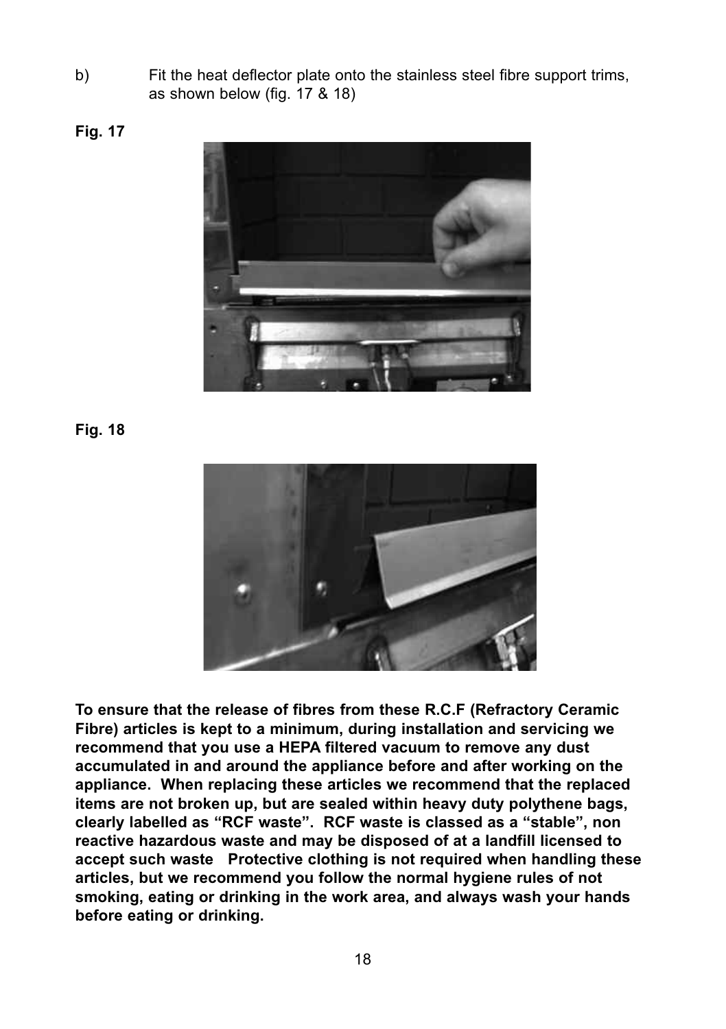b) Fit the heat deflector plate onto the stainless steel fibre support trims, as shown below (fig. 17 & 18)

**Fig. 17**

**Fig. 18**

**To ensure that the release of fibres from these R.C.F (Refractory Ceramic Fibre) articles is kept to a minimum, during installation and servicing we recommend that you use a HEPA filtered vacuum to remove any dust accumulated in and around the appliance before and after working on the appliance. When replacing these articles we recommend that the replaced items are not broken up, but are sealed within heavy duty polythene bags, clearly labelled as "RCF waste". RCF waste is classed as a "stable", non reactive hazardous waste and may be disposed of at a landfill licensed to accept such waste Protective clothing is not required when handling these articles, but we recommend you follow the normal hygiene rules of not smoking, eating or drinking in the work area, and always wash your hands before eating or drinking.**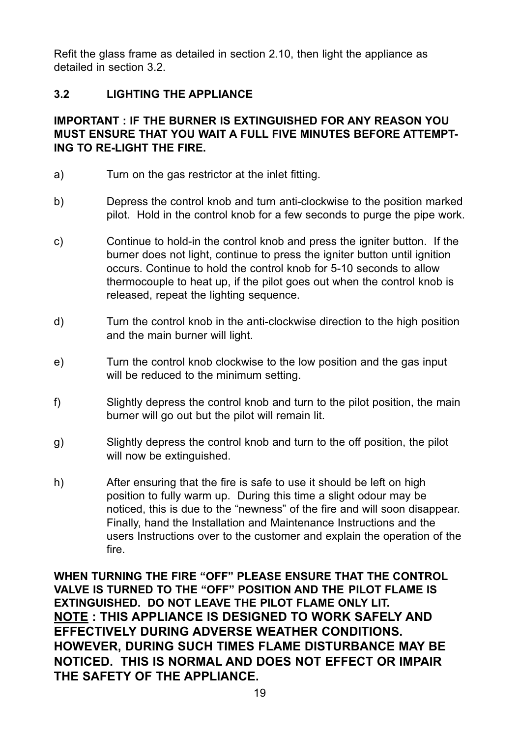Refit the glass frame as detailed in section 2.10, then light the appliance as detailed in section 3.2.

## 3.2 LIGHTING THE APPLIANCE

**IMPORTANT : IF THE BURNER IS EXTINGUISHED FOR ANY REASON YOU MUST ENSURE THAT YOU WAIT A FULL FIVE MINUTES BEFORE ATTEMPTING TO RE-LIGHT THE FIRE.**

a) Turn on the gas restrictor at the inlet fitting.

b) Depress the control knob and turn anti-clockwise to the position marked pilot. Hold in the control knob for a few seconds to purge the pipe work.

c) Continue to hold-in the control knob and press the igniter button. If the burner does not light, continue to press the igniter button until ignition occurs. Continue to hold the control knob for 5-10 seconds to allow thermocouple to heat up, if the pilot goes out when the control knob is released, repeat the lighting sequence.

d) Turn the control knob in the anti-clockwise direction to the high position and the main burner will light.

e) Turn the control knob clockwise to the low position and the gas input will be reduced to the minimum setting.

f) Slightly depress the control knob and turn to the pilot position, the main burner will go out but the pilot will remain lit.

g) Slightly depress the control knob and turn to the off position, the pilot will now be extinguished.

h) After ensuring that the fire is safe to use it should be left on high position to fully warm up. During this time a slight odour may be noticed, this is due to the "newness" of the fire and will soon disappear. Finally, hand the Installation and Maintenance Instructions and the users Instructions over to the customer and explain the operation of the fire.

**WHEN TURNING THE FIRE "OFF" PLEASE ENSURE THAT THE CONTROL VALVE IS TURNED TO THE "OFF" POSITION AND THE PILOT FLAME IS EXTINGUISHED. DO NOT LEAVE THE PILOT FLAME ONLY LIT.**

**<u>NOTE</u> : THIS APPLIANCE IS DESIGNED TO WORK SAFELY AND EFFECTIVELY DURING ADVERSE WEATHER CONDITIONS. HOWEVER, DURING SUCH TIMES FLAME DISTURBANCE MAY BE NOTICED. THIS IS NORMAL AND DOES NOT EFFECT OR IMPAIR THE SAFETY OF THE APPLIANCE.**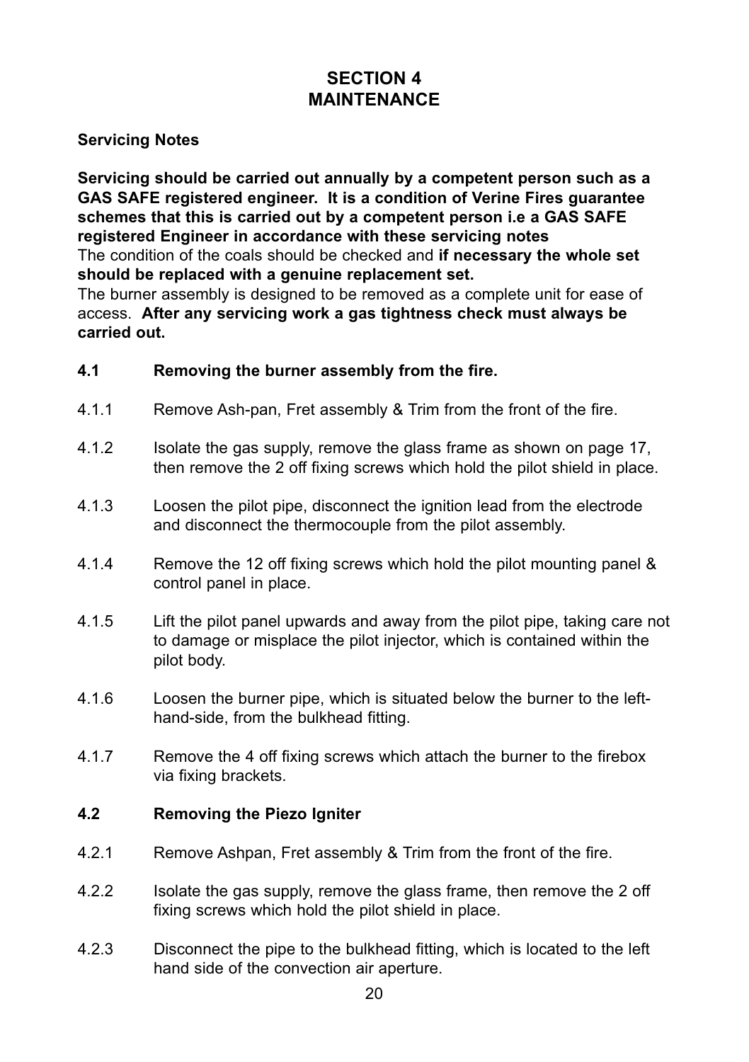# SECTION 4
# MAINTENANCE

### Servicing Notes

**Servicing should be carried out annually by a competent person such as a GAS SAFE registered engineer. It is a condition of Verine Fires guarantee schemes that this is carried out by a competent person i.e a GAS SAFE registered Engineer in accordance with these servicing notes**
The condition of the coals should be checked and **if necessary the whole set should be replaced with a genuine replacement set.**
The burner assembly is designed to be removed as a complete unit for ease of access. **After any servicing work a gas tightness check must always be carried out.**

### 4.1 Removing the burner assembly from the fire.

4.1.1 Remove Ash-pan, Fret assembly & Trim from the front of the fire.

4.1.2 Isolate the gas supply, remove the glass frame as shown on page 17, then remove the 2 off fixing screws which hold the pilot shield in place.

4.1.3 Loosen the pilot pipe, disconnect the ignition lead from the electrode and disconnect the thermocouple from the pilot assembly.

4.1.4 Remove the 12 off fixing screws which hold the pilot mounting panel & control panel in place.

4.1.5 Lift the pilot panel upwards and away from the pilot pipe, taking care not to damage or misplace the pilot injector, which is contained within the pilot body.

4.1.6 Loosen the burner pipe, which is situated below the burner to the left-hand-side, from the bulkhead fitting.

4.1.7 Remove the 4 off fixing screws which attach the burner to the firebox via fixing brackets.

### 4.2 Removing the Piezo Igniter

4.2.1 Remove Ashpan, Fret assembly & Trim from the front of the fire.

4.2.2 Isolate the gas supply, remove the glass frame, then remove the 2 off fixing screws which hold the pilot shield in place.

4.2.3 Disconnect the pipe to the bulkhead fitting, which is located to the left hand side of the convection air aperture.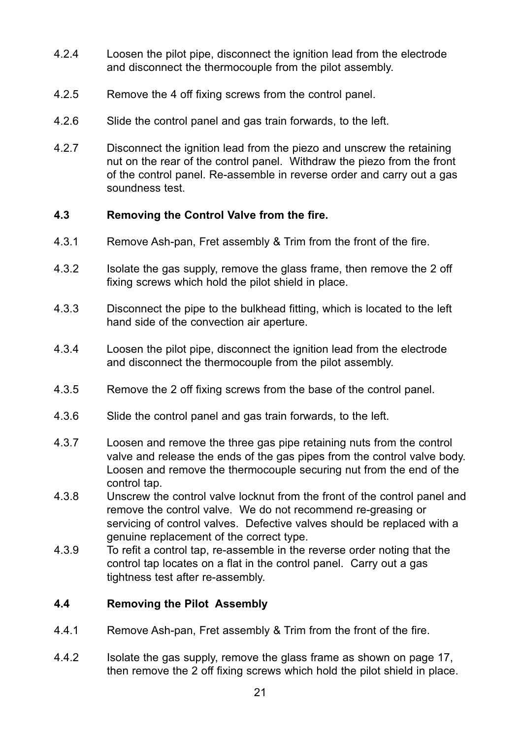4.2.4 Loosen the pilot pipe, disconnect the ignition lead from the electrode and disconnect the thermocouple from the pilot assembly.

4.2.5 Remove the 4 off fixing screws from the control panel.

4.2.6 Slide the control panel and gas train forwards, to the left.

4.2.7 Disconnect the ignition lead from the piezo and unscrew the retaining nut on the rear of the control panel. Withdraw the piezo from the front of the control panel. Re-assemble in reverse order and carry out a gas soundness test.

### 4.3 Removing the Control Valve from the fire.

4.3.1 Remove Ash-pan, Fret assembly & Trim from the front of the fire.

4.3.2 Isolate the gas supply, remove the glass frame, then remove the 2 off fixing screws which hold the pilot shield in place.

4.3.3 Disconnect the pipe to the bulkhead fitting, which is located to the left hand side of the convection air aperture.

4.3.4 Loosen the pilot pipe, disconnect the ignition lead from the electrode and disconnect the thermocouple from the pilot assembly.

4.3.5 Remove the 2 off fixing screws from the base of the control panel.

4.3.6 Slide the control panel and gas train forwards, to the left.

4.3.7 Loosen and remove the three gas pipe retaining nuts from the control valve and release the ends of the gas pipes from the control valve body. Loosen and remove the thermocouple securing nut from the end of the control tap.

4.3.8 Unscrew the control valve locknut from the front of the control panel and remove the control valve. We do not recommend re-greasing or servicing of control valves. Defective valves should be replaced with a genuine replacement of the correct type.

4.3.9 To refit a control tap, re-assemble in the reverse order noting that the control tap locates on a flat in the control panel. Carry out a gas tightness test after re-assembly.

### 4.4 Removing the Pilot Assembly

4.4.1 Remove Ash-pan, Fret assembly & Trim from the front of the fire.

4.4.2 Isolate the gas supply, remove the glass frame as shown on page 17, then remove the 2 off fixing screws which hold the pilot shield in place.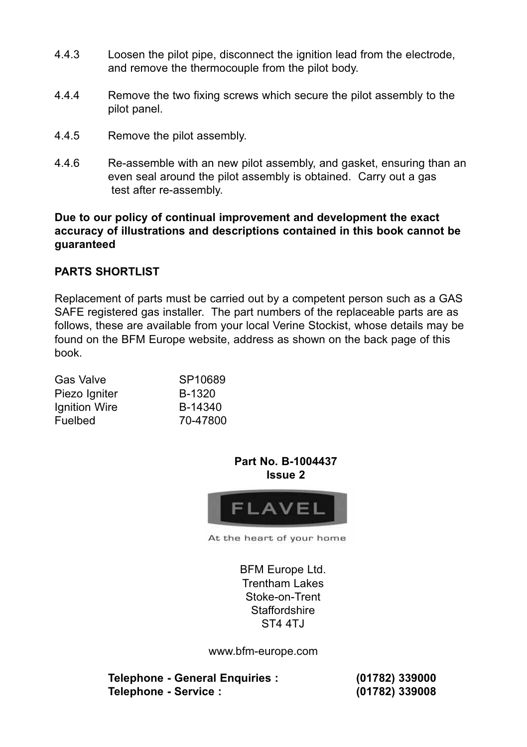4.4.3 Loosen the pilot pipe, disconnect the ignition lead from the electrode, and remove the thermocouple from the pilot body.

4.4.4 Remove the two fixing screws which secure the pilot assembly to the pilot panel.

4.4.5 Remove the pilot assembly.

4.4.6 Re-assemble with an new pilot assembly, and gasket, ensuring than an even seal around the pilot assembly is obtained. Carry out a gas test after re-assembly.

**Due to our policy of continual improvement and development the exact accuracy of illustrations and descriptions contained in this book cannot be guaranteed**

**PARTS SHORTLIST**

Replacement of parts must be carried out by a competent person such as a GAS SAFE registered gas installer. The part numbers of the replaceable parts are as follows, these are available from your local Verine Stockist, whose details may be found on the BFM Europe website, address as shown on the back page of this book.

| | |
|---|---|
| Gas Valve | SP10689 |
| Piezo Igniter | B-1320 |
| Ignition Wire | B-14340 |
| Fuelbed | 70-47800 |

**Part No. B-1004437**
**Issue 2**

FLAVEL

At the heart of your home

BFM Europe Ltd.
Trentham Lakes
Stoke-on-Trent
Staffordshire
ST4 4TJ

www.bfm-europe.com

**Telephone - General Enquiries : (01782) 339000**
**Telephone - Service : (01782) 339008**